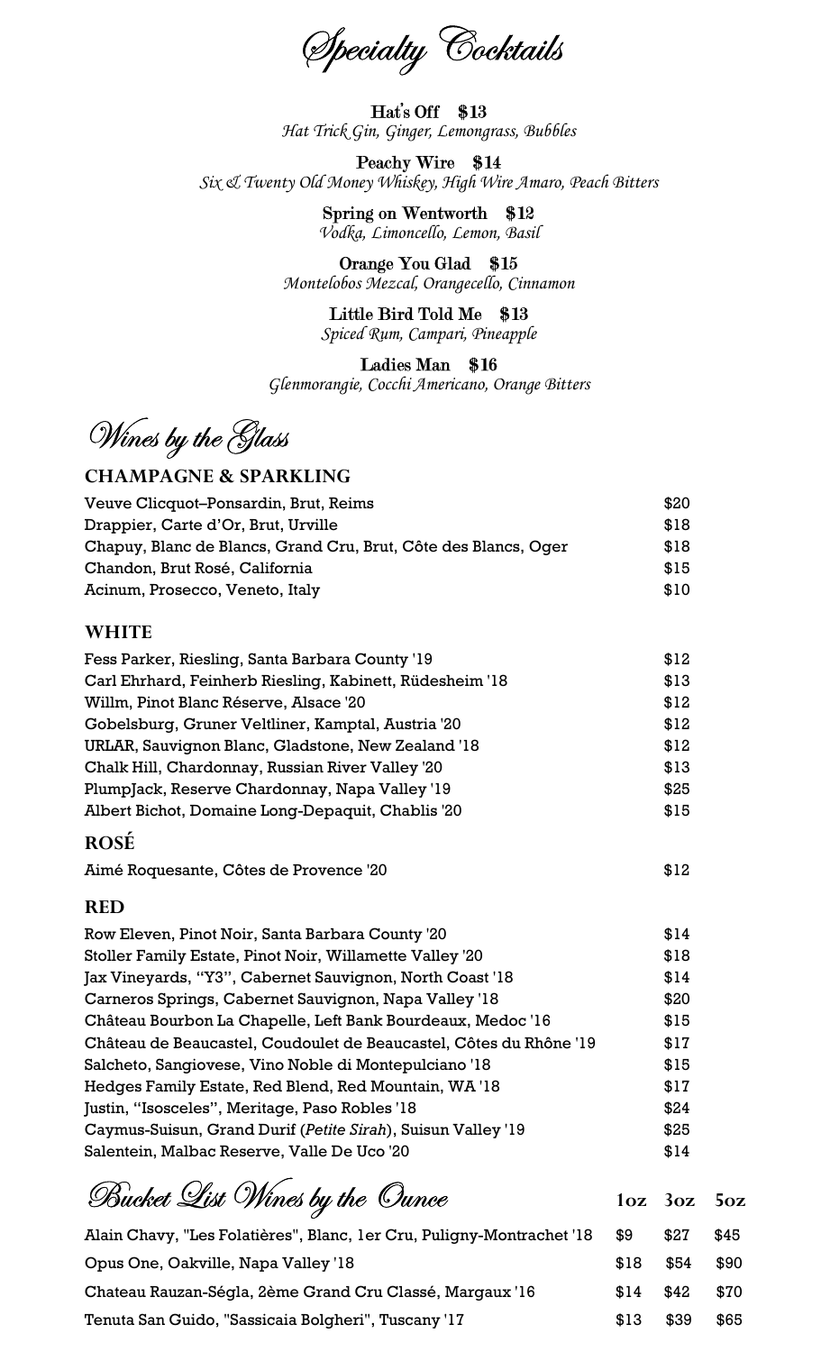# Specialty Cocktails

**Hat's Off $13**
*Hat Trick Gin, Ginger, Lemongrass, Bubbles*

**Peachy Wire $14**
*Six & Twenty Old Money Whiskey, High Wire Amaro, Peach Bitters*

**Spring on Wentworth $12**
*Vodka, Limoncello, Lemon, Basil*

**Orange You Glad $15**
*Montelobos Mezcal, Orangecello, Cinnamon*

**Little Bird Told Me $13**
*Spiced Rum, Campari, Pineapple*

**Ladies Man $16**
*Glenmorangie, Cocchi Americano, Orange Bitters*

# Wines by the Glass

## CHAMPAGNE & SPARKLING

| | |
|---|---|
| Veuve Clicquot–Ponsardin, Brut, Reims | $20 |
| Drappier, Carte d'Or, Brut, Urville | $18 |
| Chapuy, Blanc de Blancs, Grand Cru, Brut, Côte des Blancs, Oger | $18 |
| Chandon, Brut Rosé, California | $15 |
| Acinum, Prosecco, Veneto, Italy | $10 |

## WHITE

| | |
|---|---|
| Fess Parker, Riesling, Santa Barbara County '19 | $12 |
| Carl Ehrhard, Feinherb Riesling, Kabinett, Rüdesheim '18 | $13 |
| Willm, Pinot Blanc Réserve, Alsace '20 | $12 |
| Gobelsburg, Gruner Veltliner, Kamptal, Austria '20 | $12 |
| URLAR, Sauvignon Blanc, Gladstone, New Zealand '18 | $12 |
| Chalk Hill, Chardonnay, Russian River Valley '20 | $13 |
| PlumpJack, Reserve Chardonnay, Napa Valley '19 | $25 |
| Albert Bichot, Domaine Long-Depaquit, Chablis '20 | $15 |

## ROSÉ

| | |
|---|---|
| Aimé Roquesante, Côtes de Provence '20 | $12 |

## RED

| | |
|---|---|
| Row Eleven, Pinot Noir, Santa Barbara County '20 | $14 |
| Stoller Family Estate, Pinot Noir, Willamette Valley '20 | $18 |
| Jax Vineyards, "Y3", Cabernet Sauvignon, North Coast '18 | $14 |
| Carneros Springs, Cabernet Sauvignon, Napa Valley '18 | $20 |
| Château Bourbon La Chapelle, Left Bank Bourdeaux, Medoc '16 | $15 |
| Château de Beaucastel, Coudoulet de Beaucastel, Côtes du Rhône '19 | $17 |
| Salcheto, Sangiovese, Vino Noble di Montepulciano '18 | $15 |
| Hedges Family Estate, Red Blend, Red Mountain, WA '18 | $17 |
| Justin, "Isosceles", Meritage, Paso Robles '18 | $24 |
| Caymus-Suisun, Grand Durif (*Petite Sirah*), Suisun Valley '19 | $25 |
| Salentein, Malbac Reserve, Valle De Uco '20 | $14 |

# Bucket List Wines by the Ounce

| | 1oz | 3oz | 5oz |
|---|---|---|---|
| Alain Chavy, "Les Folatières", Blanc, 1er Cru, Puligny-Montrachet '18 | $9 | $27 | $45 |
| Opus One, Oakville, Napa Valley '18 | $18 | $54 | $90 |
| Chateau Rauzan-Ségla, 2ème Grand Cru Classé, Margaux '16 | $14 | $42 | $70 |
| Tenuta San Guido, "Sassicaia Bolgheri", Tuscany '17 | $13 | $39 | $65 |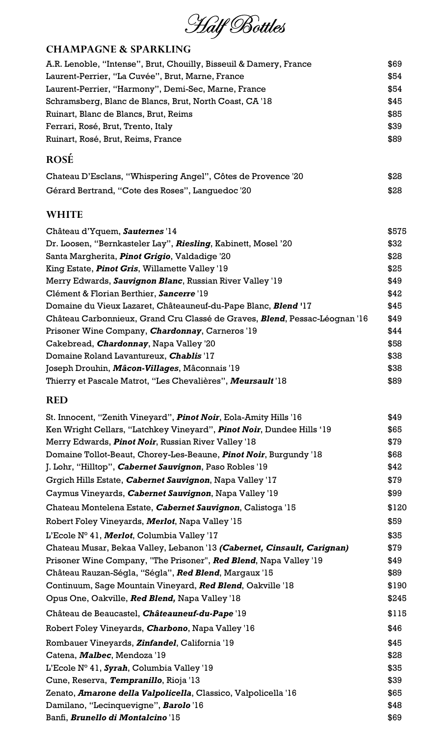# Half Bottles

## CHAMPAGNE & SPARKLING

| | |
|---|---|
| A.R. Lenoble, "Intense", Brut, Chouilly, Bisseuil & Damery, France | $69 |
| Laurent-Perrier, "La Cuvée", Brut, Marne, France | $54 |
| Laurent-Perrier, "Harmony", Demi-Sec, Marne, France | $54 |
| Schramsberg, Blanc de Blancs, Brut, North Coast, CA '18 | $45 |
| Ruinart, Blanc de Blancs, Brut, Reims | $85 |
| Ferrari, Rosé, Brut, Trento, Italy | $39 |
| Ruinart, Rosé, Brut, Reims, France | $89 |

## ROSÉ

| | |
|---|---|
| Chateau D'Esclans, "Whispering Angel", Côtes de Provence '20 | $28 |
| Gérard Bertrand, "Cote des Roses", Languedoc '20 | $28 |

## WHITE

| | |
|---|---|
| Château d'Yquem, ***Sauternes*** '14 | $575 |
| Dr. Loosen, "Bernkasteler Lay", ***Riesling***, Kabinett, Mosel '20 | $32 |
| Santa Margherita, ***Pinot Grigio***, Valdadige '20 | $28 |
| King Estate, ***Pinot Gris***, Willamette Valley '19 | $25 |
| Merry Edwards, ***Sauvignon Blanc***, Russian River Valley '19 | $49 |
| Clément & Florian Berthier, ***Sancerre*** '19 | $42 |
| Domaine du Vieux Lazaret, Châteauneuf-du-Pape Blanc, ***Blend*** '17 | $45 |
| Château Carbonnieux, Grand Cru Classé de Graves, ***Blend***, Pessac-Léognan '16 | $49 |
| Prisoner Wine Company, ***Chardonnay***, Carneros '19 | $44 |
| Cakebread, ***Chardonnay***, Napa Valley '20 | $58 |
| Domaine Roland Lavantureux, ***Chablis*** '17 | $38 |
| Joseph Drouhin, ***Mâcon-Villages***, Mâconnais '19 | $38 |
| Thierry et Pascale Matrot, "Les Chevalières", ***Meursault*** '18 | $89 |

## RED

| | |
|---|---|
| St. Innocent, "Zenith Vineyard", ***Pinot Noir***, Eola-Amity Hills '16 | $49 |
| Ken Wright Cellars, "Latchkey Vineyard", ***Pinot Noir***, Dundee Hills '19 | $65 |
| Merry Edwards, ***Pinot Noir***, Russian River Valley '18 | $79 |
| Domaine Tollot-Beaut, Chorey-Les-Beaune, ***Pinot Noir***, Burgundy '18 | $68 |
| J. Lohr, "Hilltop", ***Cabernet Sauvignon***, Paso Robles '19 | $42 |
| Grgich Hills Estate, ***Cabernet Sauvignon***, Napa Valley '17 | $79 |
| Caymus Vineyards, ***Cabernet Sauvignon***, Napa Valley '19 | $99 |
| Chateau Montelena Estate, ***Cabernet Sauvignon***, Calistoga '15 | $120 |
| Robert Foley Vineyards, ***Merlot***, Napa Valley '15 | $59 |
| L'Ecole N° 41, ***Merlot***, Columbia Valley '17 | $35 |
| Chateau Musar, Bekaa Valley, Lebanon '13 ***(Cabernet, Cinsault, Carignan)*** | $79 |
| Prisoner Wine Company, "The Prisoner", ***Red Blend***, Napa Valley '19 | $49 |
| Château Rauzan-Ségla, "Ségla", ***Red Blend***, Margaux '15 | $89 |
| Continuum, Sage Mountain Vineyard, ***Red Blend***, Oakville '18 | $190 |
| Opus One, Oakville, ***Red Blend,*** Napa Valley '18 | $245 |
| Château de Beaucastel, ***Châteauneuf-du-Pape*** '19 | $115 |
| Robert Foley Vineyards, ***Charbono***, Napa Valley '16 | $46 |
| Rombauer Vineyards, ***Zinfandel***, California '19 | $45 |
| Catena, ***Malbec***, Mendoza '19 | $28 |
| L'Ecole N° 41, ***Syrah***, Columbia Valley '19 | $35 |
| Cune, Reserva, ***Tempranillo***, Rioja '13 | $39 |
| Zenato, ***Amarone della Valpolicella***, Classico, Valpolicella '16 | $65 |
| Damilano, "Lecinquevigne", ***Barolo*** '16 | $48 |
| Banfi, ***Brunello di Montalcino*** '15 | $69 |